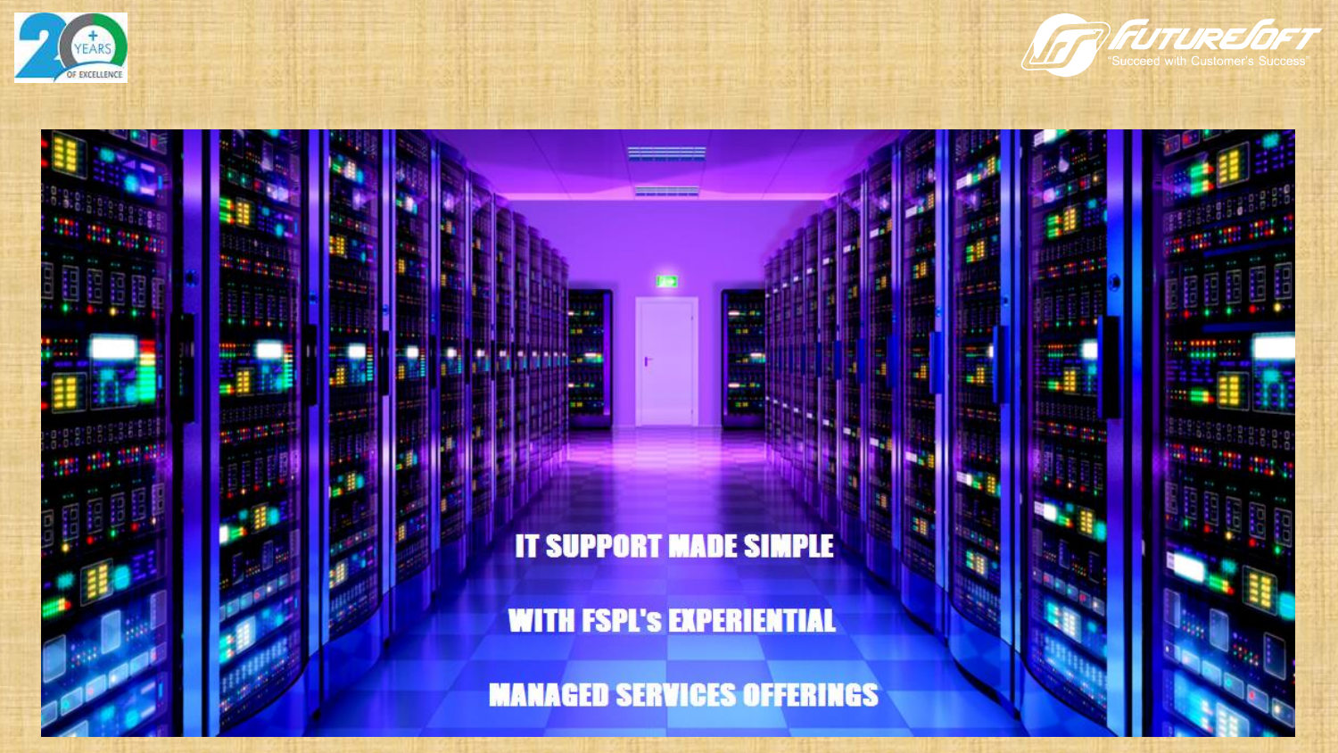20+ YEARS OF EXCELLENCE

FUTURESOFT
"Succeed with Customer's Success"

# IT SUPPORT MADE SIMPLE

# WITH FSPL's EXPERIENTIAL

# MANAGED SERVICES OFFERINGS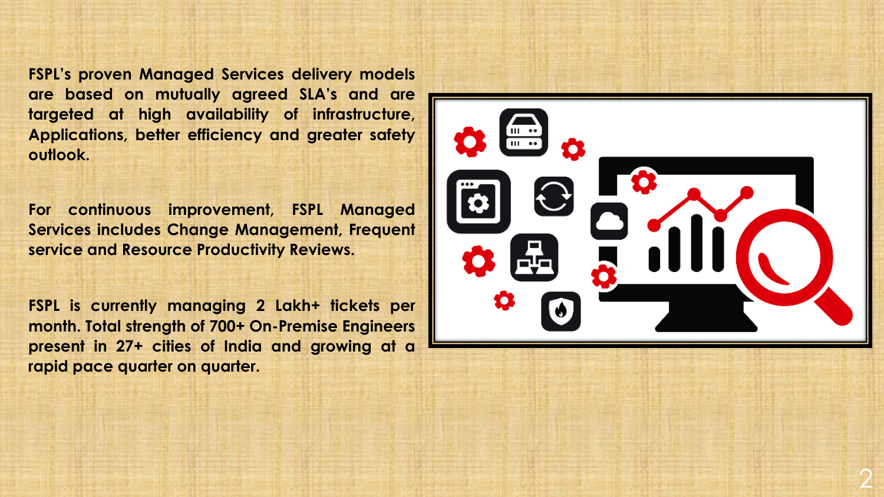**FSPL's proven Managed Services delivery models are based on mutually agreed SLA's and are targeted at high availability of infrastructure, Applications, better efficiency and greater safety outlook.**

**For continuous improvement, FSPL Managed Services includes Change Management, Frequent service and Resource Productivity Reviews.**

**FSPL is currently managing 2 Lakh+ tickets per month. Total strength of 700+ On-Premise Engineers present in 27+ cities of India and growing at a rapid pace quarter on quarter.**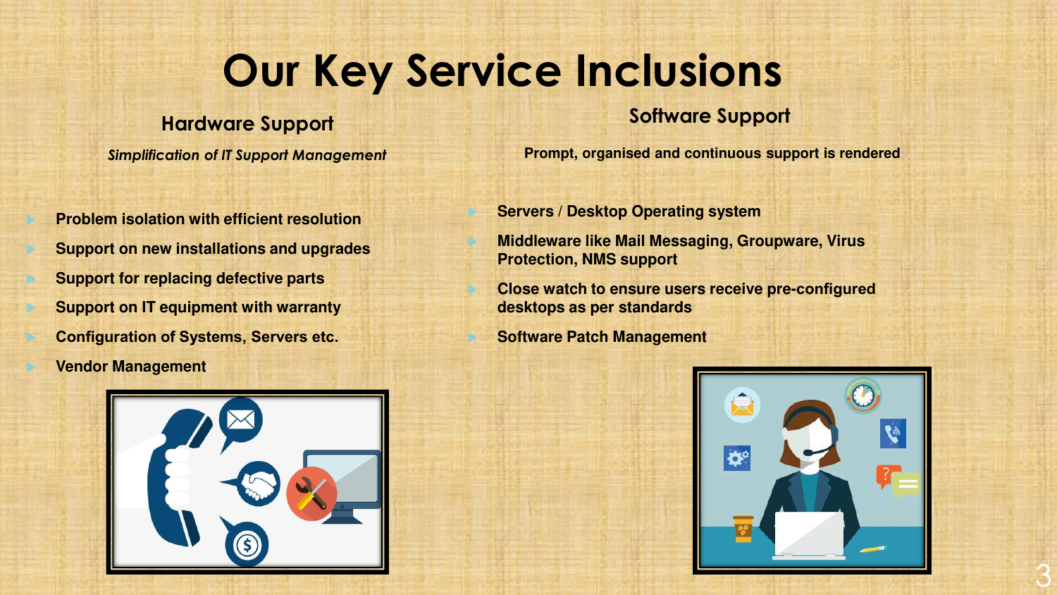# Our Key Service Inclusions

## Hardware Support

*Simplification of IT Support Management*

- Problem isolation with efficient resolution
- Support on new installations and upgrades
- Support for replacing defective parts
- Support on IT equipment with warranty
- Configuration of Systems, Servers etc.
- Vendor Management

## Software Support

**Prompt, organised and continuous support is rendered**

- Servers / Desktop Operating system
- Middleware like Mail Messaging, Groupware, Virus Protection, NMS support
- Close watch to ensure users receive pre-configured desktops as per standards
- Software Patch Management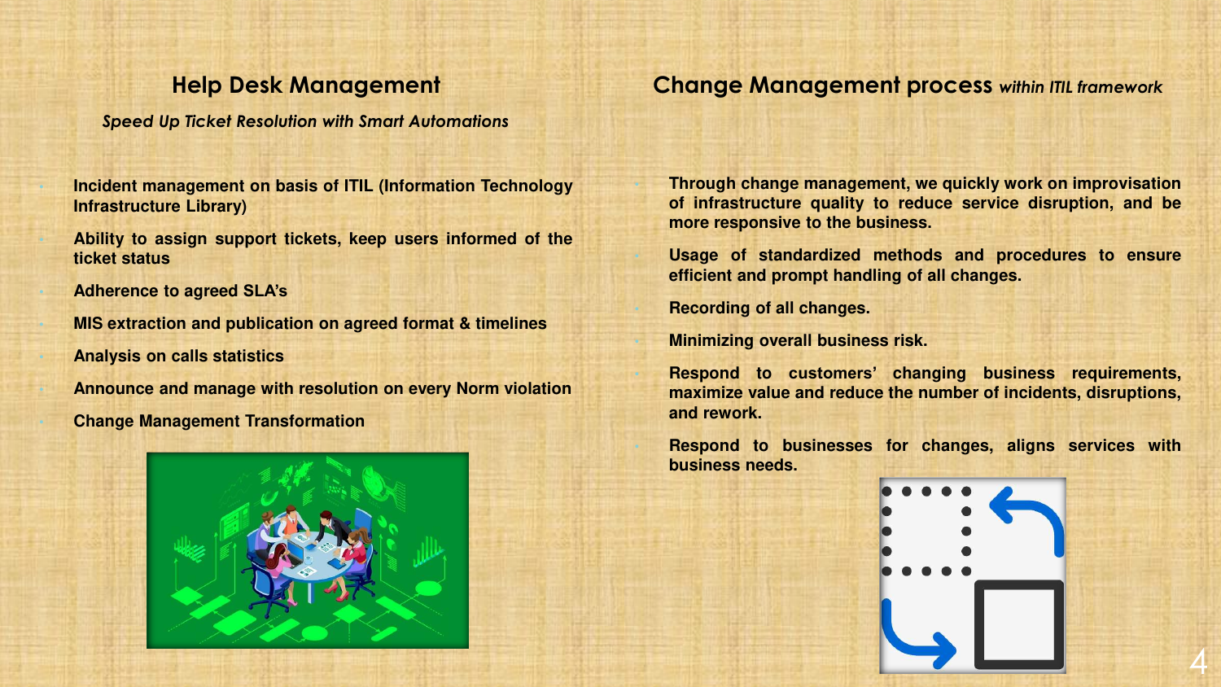## Help Desk Management

*Speed Up Ticket Resolution with Smart Automations*

- **Incident management on basis of ITIL (Information Technology Infrastructure Library)**
- **Ability to assign support tickets, keep users informed of the ticket status**
- **Adherence to agreed SLA's**
- **MIS extraction and publication on agreed format & timelines**
- **Analysis on calls statistics**
- **Announce and manage with resolution on every Norm violation**
- **Change Management Transformation**

## Change Management process *within ITIL framework*

- **Through change management, we quickly work on improvisation of infrastructure quality to reduce service disruption, and be more responsive to the business.**
- **Usage of standardized methods and procedures to ensure efficient and prompt handling of all changes.**
- **Recording of all changes.**
- **Minimizing overall business risk.**
- **Respond to customers' changing business requirements, maximize value and reduce the number of incidents, disruptions, and rework.**
- **Respond to businesses for changes, aligns services with business needs.**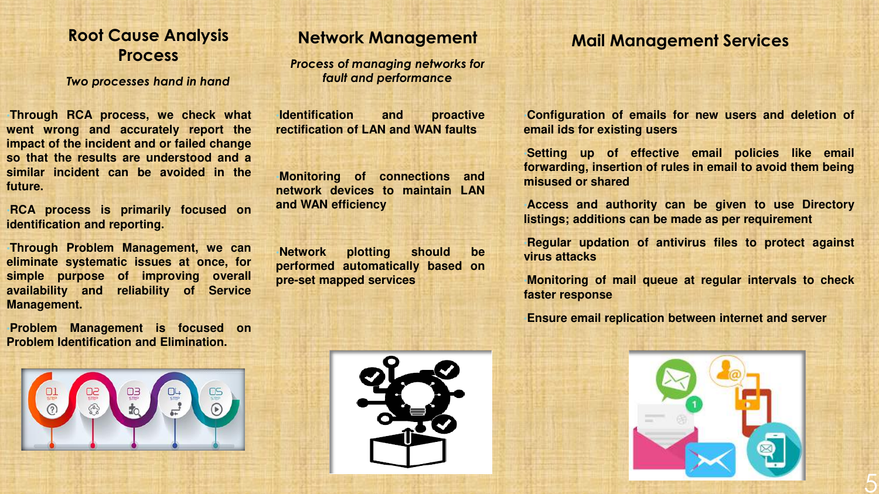## Root Cause Analysis Process

*Two processes hand in hand*

- Through RCA process, we check what went wrong and accurately report the impact of the incident and or failed change so that the results are understood and a similar incident can be avoided in the future.
- RCA process is primarily focused on identification and reporting.
- Through Problem Management, we can eliminate systematic issues at once, for simple purpose of improving overall availability and reliability of Service Management.
- Problem Management is focused on Problem Identification and Elimination.

## Network Management

*Process of managing networks for fault and performance*

- Identification and proactive rectification of LAN and WAN faults
- Monitoring of connections and network devices to maintain LAN and WAN efficiency
- Network plotting should be performed automatically based on pre-set mapped services

## Mail Management Services

- Configuration of emails for new users and deletion of email ids for existing users
- Setting up of effective email policies like email forwarding, insertion of rules in email to avoid them being misused or shared
- Access and authority can be given to use Directory listings; additions can be made as per requirement
- Regular updation of antivirus files to protect against virus attacks
- Monitoring of mail queue at regular intervals to check faster response
- Ensure email replication between internet and server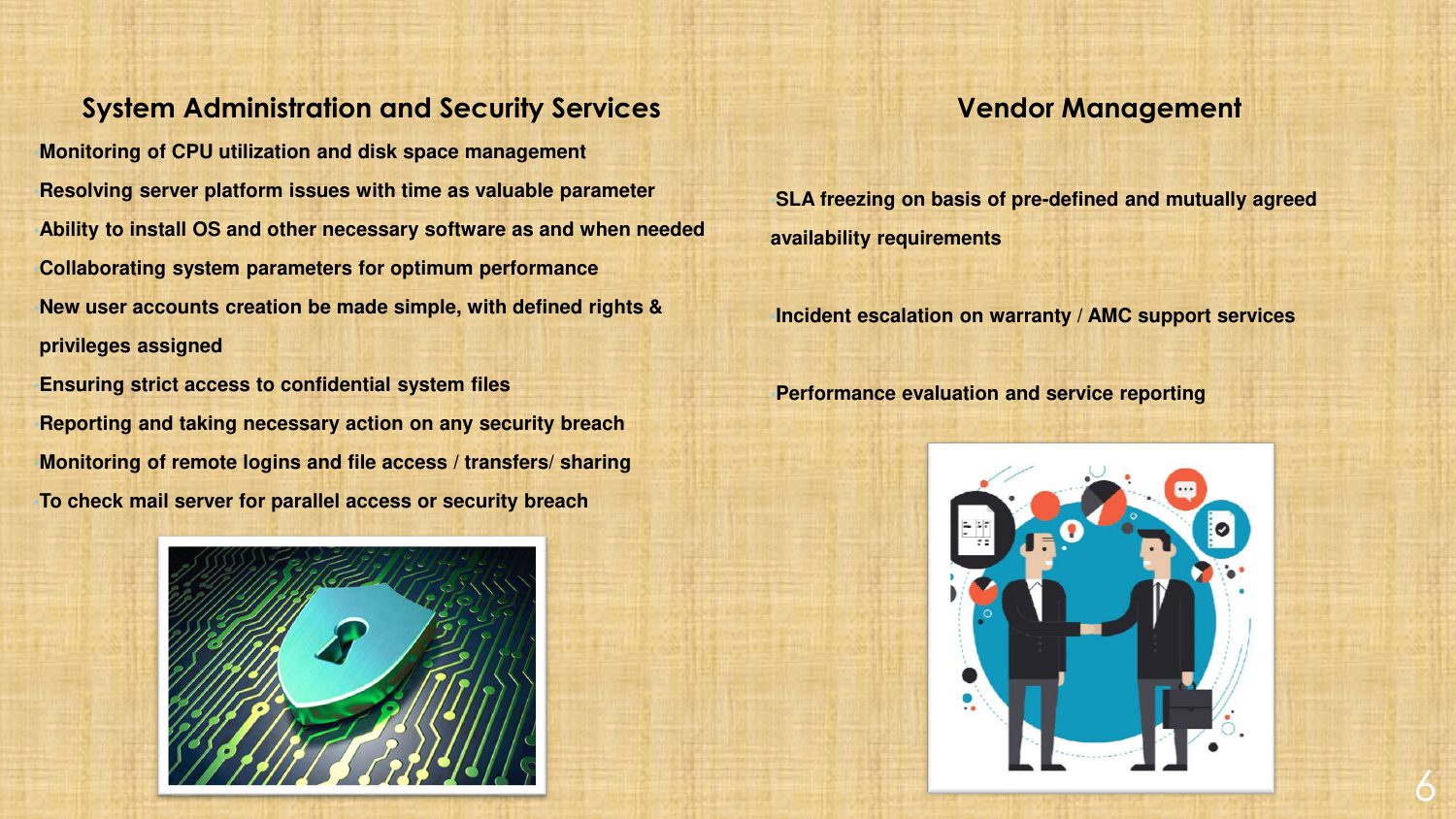## System Administration and Security Services

- Monitoring of CPU utilization and disk space management
- Resolving server platform issues with time as valuable parameter
- Ability to install OS and other necessary software as and when needed
- Collaborating system parameters for optimum performance
- New user accounts creation be made simple, with defined rights & privileges assigned
- Ensuring strict access to confidential system files
- Reporting and taking necessary action on any security breach
- Monitoring of remote logins and file access / transfers/ sharing
- To check mail server for parallel access or security breach

## Vendor Management

- SLA freezing on basis of pre-defined and mutually agreed availability requirements
- Incident escalation on warranty / AMC support services
- Performance evaluation and service reporting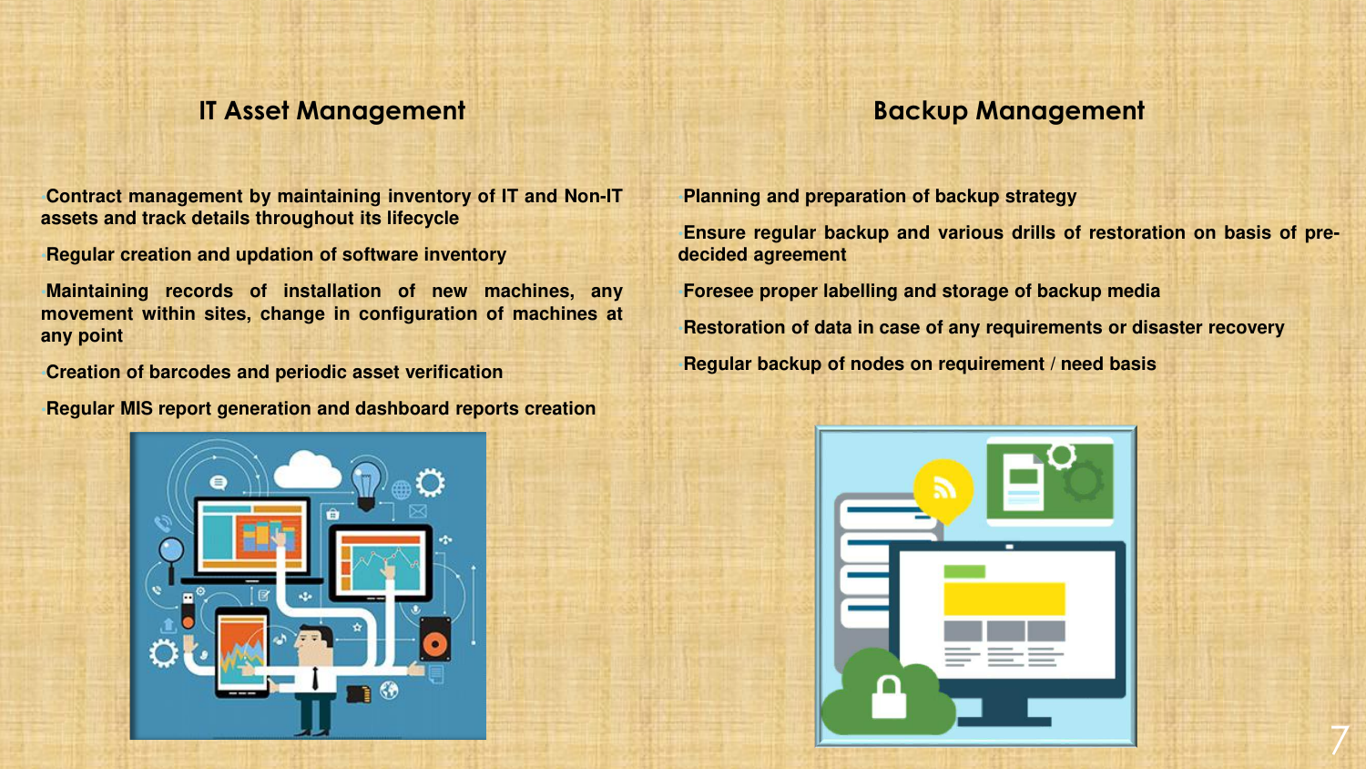## IT Asset Management

- Contract management by maintaining inventory of IT and Non-IT assets and track details throughout its lifecycle
- Regular creation and updation of software inventory
- Maintaining records of installation of new machines, any movement within sites, change in configuration of machines at any point
- Creation of barcodes and periodic asset verification
- Regular MIS report generation and dashboard reports creation

## Backup Management

- Planning and preparation of backup strategy
- Ensure regular backup and various drills of restoration on basis of pre-decided agreement
- Foresee proper labelling and storage of backup media
- Restoration of data in case of any requirements or disaster recovery
- Regular backup of nodes on requirement / need basis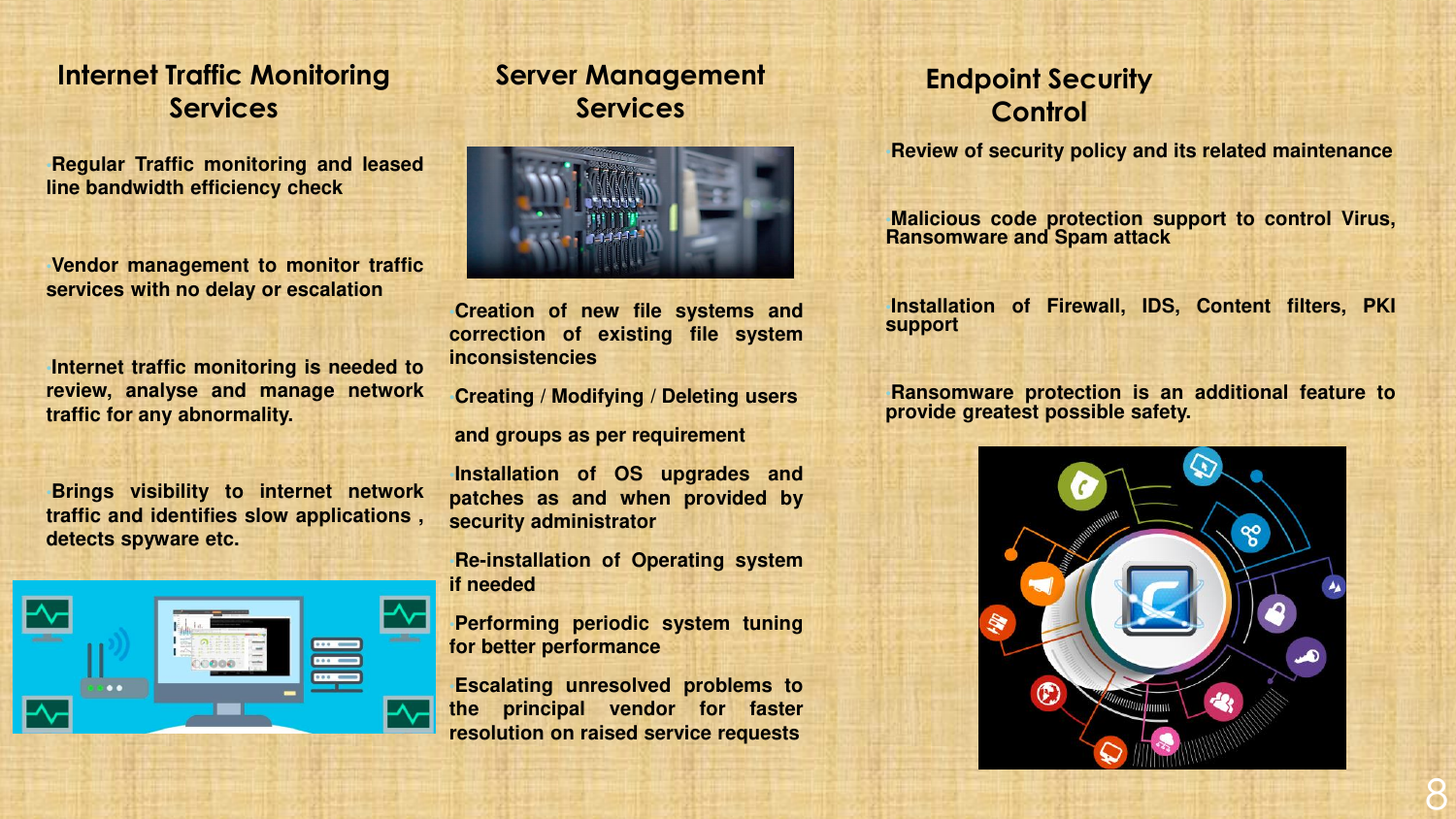## Internet Traffic Monitoring Services

- Regular Traffic monitoring and leased line bandwidth efficiency check
- Vendor management to monitor traffic services with no delay or escalation
- Internet traffic monitoring is needed to review, analyse and manage network traffic for any abnormality.
- Brings visibility to internet network traffic and identifies slow applications , detects spyware etc.

## Server Management Services

- Creation of new file systems and correction of existing file system inconsistencies
- Creating / Modifying / Deleting users and groups as per requirement
- Installation of OS upgrades and patches as and when provided by security administrator
- Re-installation of Operating system if needed
- Performing periodic system tuning for better performance
- Escalating unresolved problems to the principal vendor for faster resolution on raised service requests

## Endpoint Security Control

- Review of security policy and its related maintenance
- Malicious code protection support to control Virus, Ransomware and Spam attack
- Installation of Firewall, IDS, Content filters, PKI support
- Ransomware protection is an additional feature to provide greatest possible safety.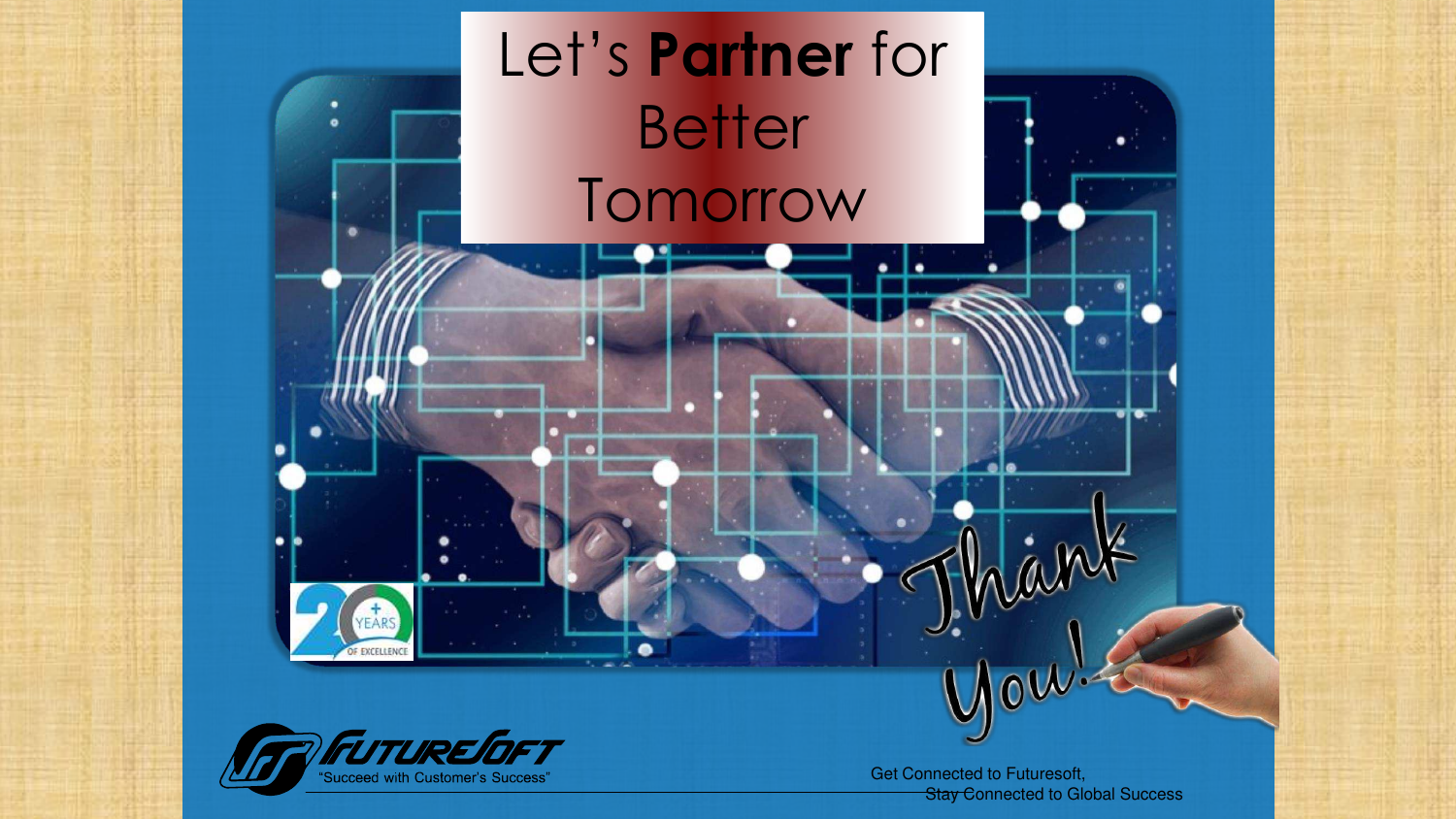# Let's **Partner** for Better Tomorrow

20+ YEARS OF EXCELLENCE

Thank You!

FUTURESOFT
"Succeed with Customer's Success"

Get Connected to Futuresoft,
Stay Connected to Global Success